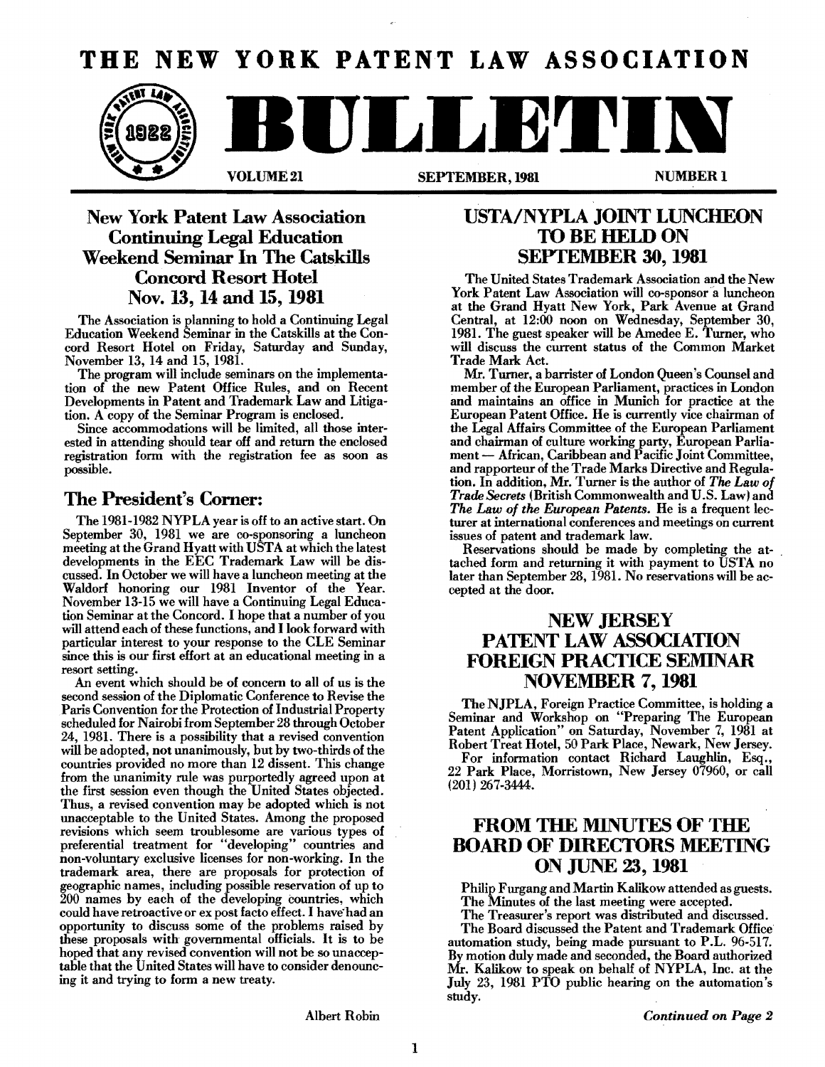# THE NEW YORK PATENT LAW ASSOCIATION

# BULLETIN

VOLUME 21 SEPTEMBER, 1981 NUMBER 1

## New York Patent Law Association Continuing Legal Education Weekend Seminar In The Catskills Concord Resort Hotel Nov. 13, 14 and 15, 1981

The Association is planning to hold a Continuing Legal Education Weekend Seminar in the Catskills at the Concord Resort Hotel on Friday, Saturday and Sunday, November 13, 14 and 15, 1981.

The program will include seminars on the implementation of the new Patent Office Rules, and on Recent Developments in Patent and Trademark Law and Litigation. A copy of the Seminar Program is enclosed.

Since accommodations will be limited, all those interested in attending should tear off and return the enclosed registration form with the registration fee as soon as possible.

## The President's Corner:

The 1981-1982 NYPLA year is off to an active start. On September 30, 1981 we are co-sponsoring a luncheon meeting at the Grand Hyatt with USTA at which the latest developments in the EEC Trademark Law will be discussed. In October we will have a luncheon meeting at the Waldorf honoring our 1981 Inventor of the Year. November 13-15 we will have a Continuing Legal Education Seminar at the Concord. I hope that a number of you will attend each of these functions, and I look forward with particular interest to your response to the CLE Seminar since this is our first effort at an educational meeting in a resort setting.

An event which should be of concern to all of us is the second session of the Diplomatic Conference to Revise the Paris Convention for the Protection of Industrial Property scheduled for Nairobi from September 28 through October 24, 1981. There is a possibility that a revised convention will be adopted, not unanimously, but by two-thirds of the countries provided no more than 12 dissent. This change from the unanimity rule was purportedly agreed upon at the first session even though the United States objected. Thus, a revised convention may be adopted which is not unacceptable to the United States. Among the proposed revisions which seem troublesome are various types of preferential treatment for "developing" countries and non-voluntary exclusive licenses for non-working. In the trademark area, there are proposals for protection of geographic names, including possible reservation of up to 200 names by each of the developing countries, which could have retroactive or ex post facto effect. I have had an opportunity to discuss some of the problems raised by these proposals with governmental officials. It is to be hoped that any revised convention will not be so unacceptable that the United States will have to consider denouncing it and trying to form a new treaty.

Albert Robin

## USTA/NYPLA JOINT LUNCHEON TO BE HELD ON SEPTEMBER 30, 1981

The United States Trademark Association and the New York Patent Law Association will co-sponsor a luncheon at the Grand Hyatt New York, Park Avenue at Grand Central, at 12:00 noon on Wednesday, September 30, 1981. The guest speaker will be Amedee E. Turner, who will discuss the current status of the Common Market Trade Mark Act.

Mr. Turner, a barrister of London Queen's Counsel and member of the European Parliament, practices in London and maintains an office in Munich for practice at the European Patent Office. He is currently vice chairman of the Legal Affairs Committee of the European Parliament and chairman of culture working party, European Parliament — African, Caribbean and Pacific Joint Committee, and rapporteur of the Trade Marks Directive and Regulation. In addition, Mr. Turner is the author of *The Law of Trade Secrets* (British Commonwealth and U.S. Law) and *The Law of the European Patents*. He is a frequent lecturer at international conferences and meetings on current issues of patent and trademark law.

Reservations should be made by completing the attached form and returning it with payment to USTA no later than September 28, 1981. No reservations will be accepted at the door.

## NEW JERSEY PATENT LAW ASSOCIATION FOREIGN PRACTICE SEMINAR NOVEMBER 7, 1981

The NJPLA, Foreign Practice Committee, is holding a Seminar and Workshop on "Preparing The European Patent Application" on Saturday, November 7, 1981 at Robert Treat Hotel, 50 Park Place, Newark, New Jersey.

For information contact Richard Laughlin, Esq., 22 Park Place, Morristown, New Jersey 07960, or call (201) 267-3444.

## FROM THE MINUTES OF THE BOARD OF DIRECTORS MEETING ON JUNE 23, 1981

Philip Furgang and Martin Kalikow attended as guests.

The Minutes of the last meeting were accepted.

The Treasurer's report was distributed and discussed.

The Board discussed the Patent and Trademark Office automation study, being made pursuant to P.L. 96-517. By motion duly made and seconded, the Board authorized Mr. Kalikow to speak on behalf of NYPLA, Inc. at the July 23, 1981 PTO public hearing on the automation's study.

*Continued on Page 2*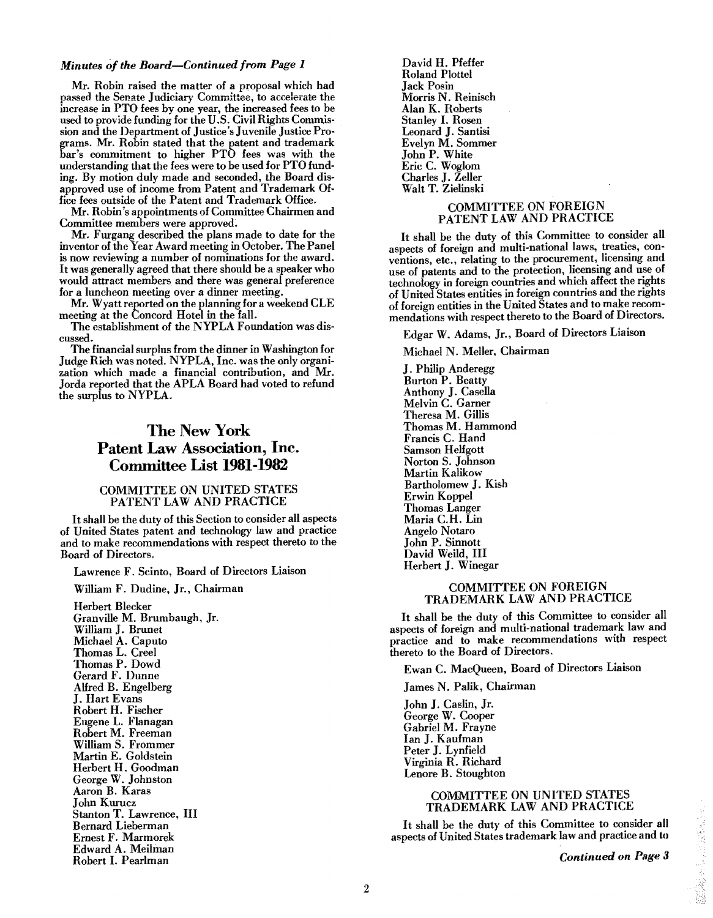*Minutes of the Board—Continued from Page 1*

Mr. Robin raised the matter of a proposal which had passed the Senate Judiciary Committee, to accelerate the increase in PTO fees by one year, the increased fees to be used to provide funding for the U.S. Civil Rights Commission and the Department of Justice's Juvenile Justice Programs. Mr. Robin stated that the patent and trademark bar's commitment to higher PTO fees was with the understanding that the fees were to be used for PTO funding. By motion duly made and seconded, the Board disapproved use of income from Patent and Trademark Office fees outside of the Patent and Trademark Office.

Mr. Robin's appointments of Committee Chairmen and Committee members were approved.

Mr. Furgang described the plans made to date for the inventor of the Year Award meeting in October. The Panel is now reviewing a number of nominations for the award. It was generally agreed that there should be a speaker who would attract members and there was general preference for a luncheon meeting over a dinner meeting.

Mr. Wyatt reported on the planning for a weekend CLE meeting at the Concord Hotel in the fall.

The establishment of the NYPLA Foundation was discussed.

The financial surplus from the dinner in Washington for Judge Rich was noted. NYPLA, Inc. was the only organization which made a financial contribution, and Mr. Jorda reported that the APLA Board had voted to refund the surplus to NYPLA.

# The New York Patent Law Association, Inc. Committee List 1981-1982

## COMMITTEE ON UNITED STATES PATENT LAW AND PRACTICE

It shall be the duty of this Section to consider all aspects of United States patent and technology law and practice and to make recommendations with respect thereto to the Board of Directors.

Lawrence F. Scinto, Board of Directors Liaison

William F. Dudine, Jr., Chairman

Herbert Blecker
Granville M. Brumbaugh, Jr.
William J. Brunet
Michael A. Caputo
Thomas L. Creel
Thomas P. Dowd
Gerard F. Dunne
Alfred B. Engelberg
J. Hart Evans
Robert H. Fischer
Eugene L. Flanagan
Robert M. Freeman
William S. Frommer
Martin E. Goldstein
Herbert H. Goodman
George W. Johnston
Aaron B. Karas
John Kurucz
Stanton T. Lawrence, III
Bernard Lieberman
Ernest F. Marmorek
Edward A. Meilman
Robert I. Pearlman
David H. Pfeffer
Roland Plottel
Jack Posin
Morris N. Reinisch
Alan K. Roberts
Stanley I. Rosen
Leonard J. Santisi
Evelyn M. Sommer
John P. White
Eric C. Woglom
Charles J. Zeller
Walt T. Zielinski

## COMMITTEE ON FOREIGN PATENT LAW AND PRACTICE

It shall be the duty of this Committee to consider all aspects of foreign and multi-national laws, treaties, conventions, etc., relating to the procurement, licensing and use of patents and to the protection, licensing and use of technology in foreign countries and which affect the rights of United States entities in foreign countries and the rights of foreign entities in the United States and to make recommendations with respect thereto to the Board of Directors.

Edgar W. Adams, Jr., Board of Directors Liaison

Michael N. Meller, Chairman

J. Philip Anderegg
Burton P. Beatty
Anthony J. Casella
Melvin C. Garner
Theresa M. Gillis
Thomas M. Hammond
Francis C. Hand
Samson Helfgott
Norton S. Johnson
Martin Kalikow
Bartholomew J. Kish
Erwin Koppel
Thomas Langer
Maria C.H. Lin
Angelo Notaro
John P. Sinnott
David Weild, III
Herbert J. Winegar

## COMMITTEE ON FOREIGN TRADEMARK LAW AND PRACTICE

It shall be the duty of this Committee to consider all aspects of foreign and multi-national trademark law and practice and to make recommendations with respect thereto to the Board of Directors.

Ewan C. MacQueen, Board of Directors Liaison

James N. Palik, Chairman

John J. Caslin, Jr.
George W. Cooper
Gabriel M. Frayne
Ian J. Kaufman
Peter J. Lynfield
Virginia R. Richard
Lenore B. Stoughton

## COMMITTEE ON UNITED STATES TRADEMARK LAW AND PRACTICE

It shall be the duty of this Committee to consider all aspects of United States trademark law and practice and to

*Continued on Page 3*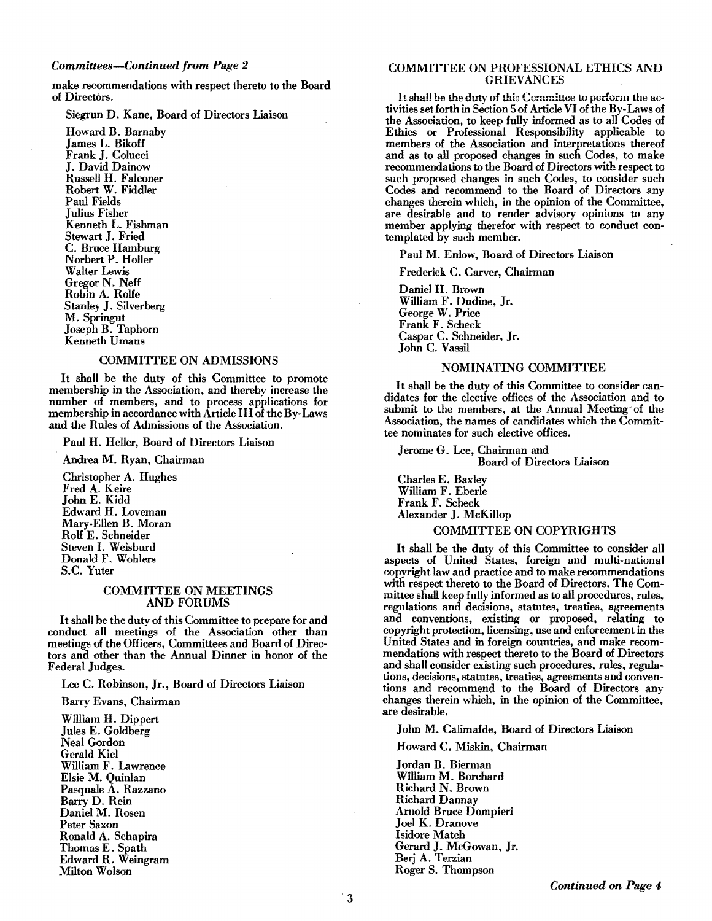*Committees—Continued from Page 2*

make recommendations with respect thereto to the Board of Directors.

Siegrun D. Kane, Board of Directors Liaison

Howard B. Barnaby
James L. Bikoff
Frank J. Colucci
J. David Dainow
Russell H. Falconer
Robert W. Fiddler
Paul Fields
Julius Fisher
Kenneth L. Fishman
Stewart J. Fried
C. Bruce Hamburg
Norbert P. Holler
Walter Lewis
Gregor N. Neff
Robin A. Rolfe
Stanley J. Silverberg
M. Springut
Joseph B. Taphorn
Kenneth Umans

## COMMITTEE ON ADMISSIONS

It shall be the duty of this Committee to promote membership in the Association, and thereby increase the number of members, and to process applications for membership in accordance with Article III of the By-Laws and the Rules of Admissions of the Association.

Paul H. Heller, Board of Directors Liaison

Andrea M. Ryan, Chairman

Christopher A. Hughes
Fred A. Keire
John E. Kidd
Edward H. Loveman
Mary-Ellen B. Moran
Rolf E. Schneider
Steven I. Weisburd
Donald F. Wohlers
S.C. Yuter

## COMMITTEE ON MEETINGS AND FORUMS

It shall be the duty of this Committee to prepare for and conduct all meetings of the Association other than meetings of the Officers, Committees and Board of Directors and other than the Annual Dinner in honor of the Federal Judges.

Lee C. Robinson, Jr., Board of Directors Liaison

Barry Evans, Chairman

William H. Dippert
Jules E. Goldberg
Neal Gordon
Gerald Kiel
William F. Lawrence
Elsie M. Quinlan
Pasquale A. Razzano
Barry D. Rein
Daniel M. Rosen
Peter Saxon
Ronald A. Schapira
Thomas E. Spath
Edward R. Weingram
Milton Wolson

## COMMITTEE ON PROFESSIONAL ETHICS AND GRIEVANCES

It shall be the duty of this Committee to perform the activities set forth in Section 5 of Article VI of the By-Laws of the Association, to keep fully informed as to all Codes of Ethics or Professional Responsibility applicable to members of the Association and interpretations thereof and as to all proposed changes in such Codes, to make recommendations to the Board of Directors with respect to such proposed changes in such Codes, to consider such Codes and recommend to the Board of Directors any changes therein which, in the opinion of the Committee, are desirable and to render advisory opinions to any member applying therefor with respect to conduct contemplated by such member.

Paul M. Enlow, Board of Directors Liaison

Frederick C. Carver, Chairman

Daniel H. Brown
William F. Dudine, Jr.
George W. Price
Frank F. Scheck
Caspar C. Schneider, Jr.
John C. Vassil

## NOMINATING COMMITTEE

It shall be the duty of this Committee to consider candidates for the elective offices of the Association and to submit to the members, at the Annual Meeting of the Association, the names of candidates which the Committee nominates for such elective offices.

Jerome G. Lee, Chairman and Board of Directors Liaison

Charles E. Baxley
William F. Eberle
Frank F. Scheck
Alexander J. McKillop

## COMMITTEE ON COPYRIGHTS

It shall be the duty of this Committee to consider all aspects of United States, foreign and multi-national copyright law and practice and to make recommendations with respect thereto to the Board of Directors. The Committee shall keep fully informed as to all procedures, rules, regulations and decisions, statutes, treaties, agreements and conventions, existing or proposed, relating to copyright protection, licensing, use and enforcement in the United States and in foreign countries, and make recommendations with respect thereto to the Board of Directors and shall consider existing such procedures, rules, regulations, decisions, statutes, treaties, agreements and conventions and recommend to the Board of Directors any changes therein which, in the opinion of the Committee, are desirable.

John M. Calimafde, Board of Directors Liaison

Howard C. Miskin, Chairman

Jordan B. Bierman
William M. Borchard
Richard N. Brown
Richard Dannay
Arnold Bruce Dompieri
Joel K. Dranove
Isidore Match
Gerard J. McGowan, Jr.
Berj A. Terzian
Roger S. Thompson

*Continued on Page 4*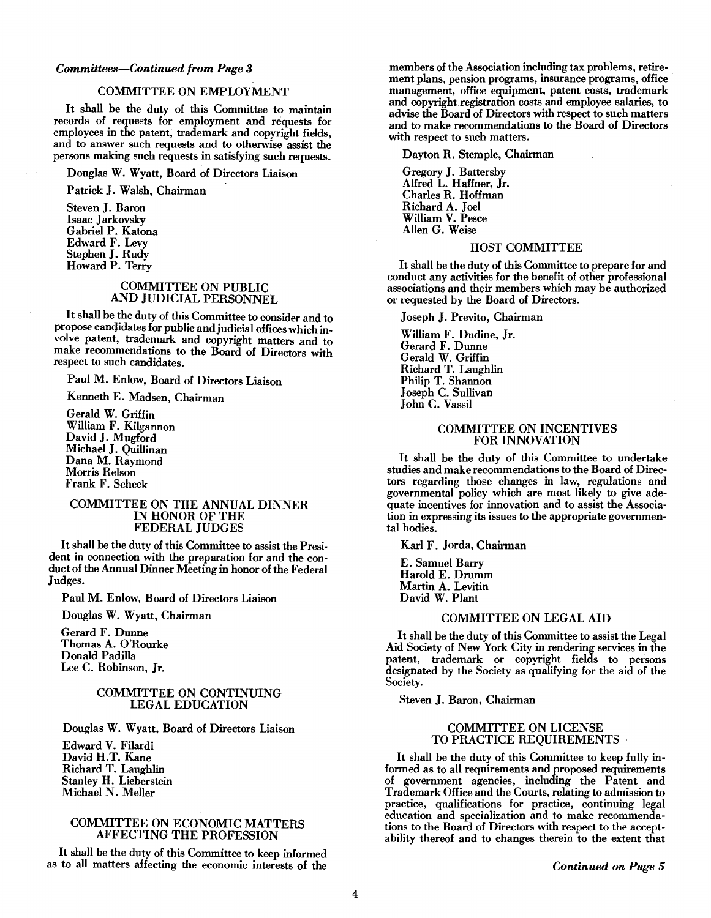*Committees—Continued from Page 3*

## COMMITTEE ON EMPLOYMENT

It shall be the duty of this Committee to maintain records of requests for employment and requests for employees in the patent, trademark and copyright fields, and to answer such requests and to otherwise assist the persons making such requests in satisfying such requests.

Douglas W. Wyatt, Board of Directors Liaison

Patrick J. Walsh, Chairman

Steven J. Baron
Isaac Jarkovsky
Gabriel P. Katona
Edward F. Levy
Stephen J. Rudy
Howard P. Terry

## COMMITTEE ON PUBLIC AND JUDICIAL PERSONNEL

It shall be the duty of this Committee to consider and to propose candidates for public and judicial offices which involve patent, trademark and copyright matters and to make recommendations to the Board of Directors with respect to such candidates.

Paul M. Enlow, Board of Directors Liaison

Kenneth E. Madsen, Chairman

Gerald W. Griffin
William F. Kilgannon
David J. Mugford
Michael J. Quillinan
Dana M. Raymond
Morris Relson
Frank F. Scheck

## COMMITTEE ON THE ANNUAL DINNER IN HONOR OF THE FEDERAL JUDGES

It shall be the duty of this Committee to assist the President in connection with the preparation for and the conduct of the Annual Dinner Meeting in honor of the Federal Judges.

Paul M. Enlow, Board of Directors Liaison

Douglas W. Wyatt, Chairman

Gerard F. Dunne
Thomas A. O'Rourke
Donald Padilla
Lee C. Robinson, Jr.

## COMMITTEE ON CONTINUING LEGAL EDUCATION

Douglas W. Wyatt, Board of Directors Liaison

Edward V. Filardi
David H.T. Kane
Richard T. Laughlin
Stanley H. Lieberstein
Michael N. Meller

## COMMITTEE ON ECONOMIC MATTERS AFFECTING THE PROFESSION

It shall be the duty of this Committee to keep informed as to all matters affecting the economic interests of the members of the Association including tax problems, retirement plans, pension programs, insurance programs, office management, office equipment, patent costs, trademark and copyright registration costs and employee salaries, to advise the Board of Directors with respect to such matters and to make recommendations to the Board of Directors with respect to such matters.

Dayton R. Stemple, Chairman

Gregory J. Battersby
Alfred L. Haffner, Jr.
Charles R. Hoffman
Richard A. Joel
William V. Pesce
Allen G. Weise

## HOST COMMITTEE

It shall be the duty of this Committee to prepare for and conduct any activities for the benefit of other professional associations and their members which may be authorized or requested by the Board of Directors.

Joseph J. Previto, Chairman

William F. Dudine, Jr.
Gerard F. Dunne
Gerald W. Griffin
Richard T. Laughlin
Philip T. Shannon
Joseph C. Sullivan
John C. Vassil

## COMMITTEE ON INCENTIVES FOR INNOVATION

It shall be the duty of this Committee to undertake studies and make recommendations to the Board of Directors regarding those changes in law, regulations and governmental policy which are most likely to give adequate incentives for innovation and to assist the Association in expressing its issues to the appropriate governmental bodies.

Karl F. Jorda, Chairman

E. Samuel Barry
Harold E. Drumm
Martin A. Levitin
David W. Plant

## COMMITTEE ON LEGAL AID

It shall be the duty of this Committee to assist the Legal Aid Society of New York City in rendering services in the patent, trademark or copyright fields to persons designated by the Society as qualifying for the aid of the Society.

Steven J. Baron, Chairman

## COMMITTEE ON LICENSE TO PRACTICE REQUIREMENTS

It shall be the duty of this Committee to keep fully informed as to all requirements and proposed requirements of government agencies, including the Patent and Trademark Office and the Courts, relating to admission to practice, qualifications for practice, continuing legal education and specialization and to make recommendations to the Board of Directors with respect to the acceptability thereof and to changes therein to the extent that

*Continued on Page 5*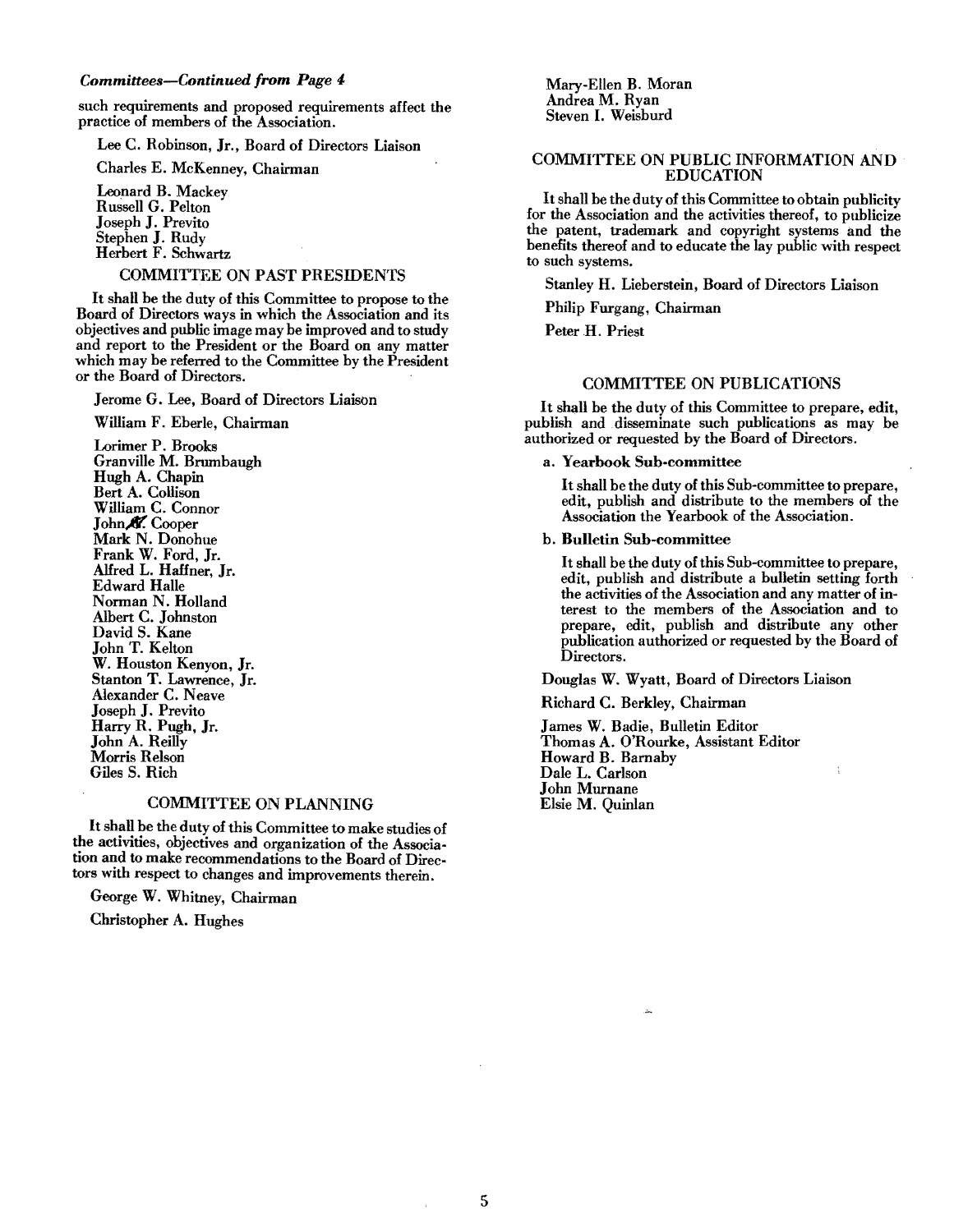*Committees—Continued from Page 4*

such requirements and proposed requirements affect the practice of members of the Association.

Lee C. Robinson, Jr., Board of Directors Liaison

Charles E. McKenney, Chairman

Leonard B. Mackey
Russell G. Pelton
Joseph J. Previto
Stephen J. Rudy
Herbert F. Schwartz

## COMMITTEE ON PAST PRESIDENTS

It shall be the duty of this Committee to propose to the Board of Directors ways in which the Association and its objectives and public image may be improved and to study and report to the President or the Board on any matter which may be referred to the Committee by the President or the Board of Directors.

Jerome G. Lee, Board of Directors Liaison

William F. Eberle, Chairman

Lorimer P. Brooks
Granville M. Brumbaugh
Hugh A. Chapin
Bert A. Collison
William C. Connor
John K. Cooper
Mark N. Donohue
Frank W. Ford, Jr.
Alfred L. Haffner, Jr.
Edward Halle
Norman N. Holland
Albert C. Johnston
David S. Kane
John T. Kelton
W. Houston Kenyon, Jr.
Stanton T. Lawrence, Jr.
Alexander C. Neave
Joseph J. Previto
Harry R. Pugh, Jr.
John A. Reilly
Morris Relson
Giles S. Rich

## COMMITTEE ON PLANNING

It shall be the duty of this Committee to make studies of the activities, objectives and organization of the Association and to make recommendations to the Board of Directors with respect to changes and improvements therein.

George W. Whitney, Chairman

Christopher A. Hughes
Mary-Ellen B. Moran
Andrea M. Ryan
Steven I. Weisburd

## COMMITTEE ON PUBLIC INFORMATION AND EDUCATION

It shall be the duty of this Committee to obtain publicity for the Association and the activities thereof, to publicize the patent, trademark and copyright systems and the benefits thereof and to educate the lay public with respect to such systems.

Stanley H. Lieberstein, Board of Directors Liaison

Philip Furgang, Chairman

Peter H. Priest

## COMMITTEE ON PUBLICATIONS

It shall be the duty of this Committee to prepare, edit, publish and disseminate such publications as may be authorized or requested by the Board of Directors.

**a. Yearbook Sub-committee**

It shall be the duty of this Sub-committee to prepare, edit, publish and distribute to the members of the Association the Yearbook of the Association.

**b. Bulletin Sub-committee**

It shall be the duty of this Sub-committee to prepare, edit, publish and distribute a bulletin setting forth the activities of the Association and any matter of interest to the members of the Association and to prepare, edit, publish and distribute any other publication authorized or requested by the Board of Directors.

Douglas W. Wyatt, Board of Directors Liaison

Richard C. Berkley, Chairman

James W. Badie, Bulletin Editor
Thomas A. O'Rourke, Assistant Editor
Howard B. Barnaby
Dale L. Carlson
John Murnane
Elsie M. Quinlan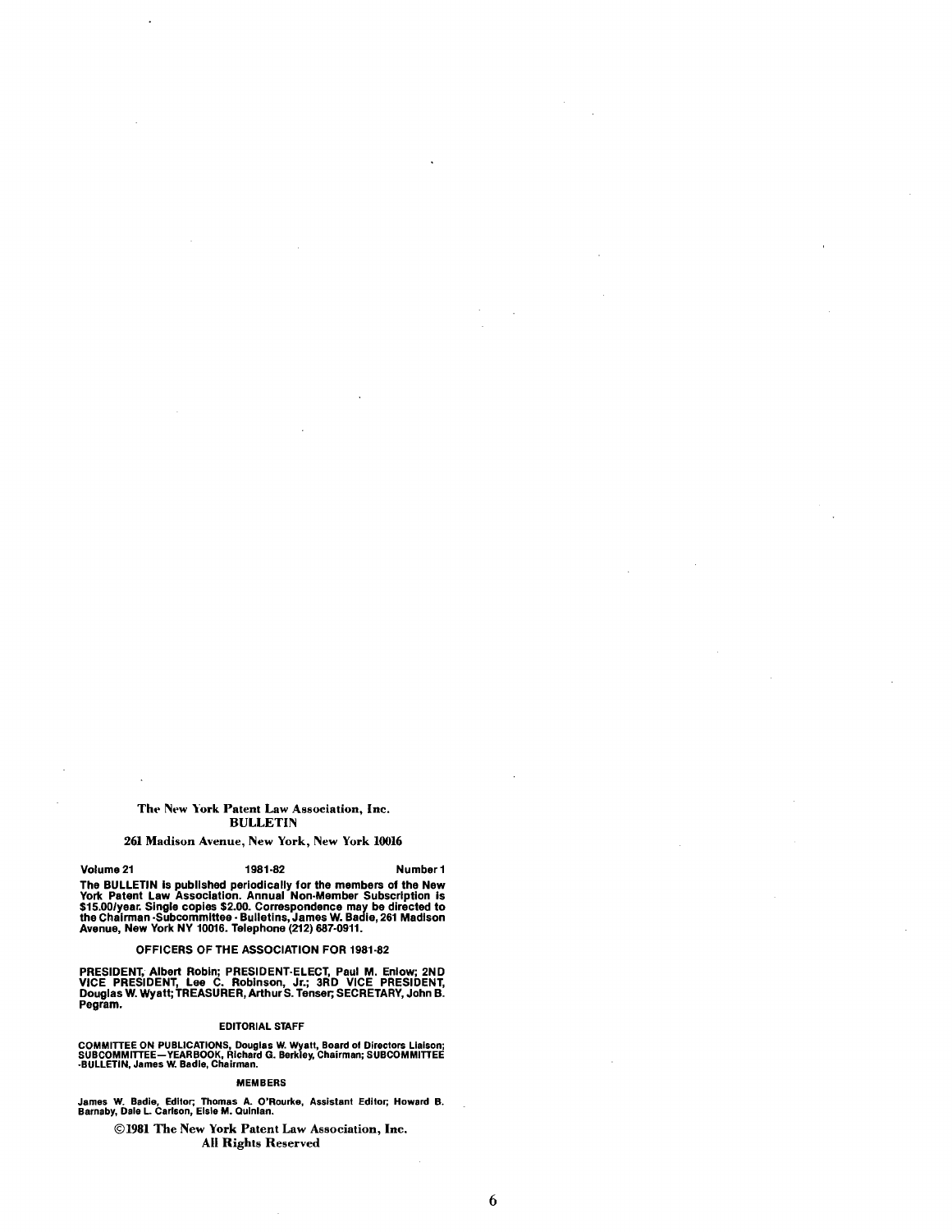The New York Patent Law Association, Inc.
**BULLETIN**

261 Madison Avenue, New York, New York 10016

**Volume 21** **1981-82** **Number 1**

**The BULLETIN is published periodically for the members of the New York Patent Law Association. Annual Non-Member Subscription is $15.00/year. Single copies $2.00. Correspondence may be directed to the Chairman-Subcommittee - Bulletins, James W. Badie, 261 Madison Avenue, New York NY 10016. Telephone (212) 687-0911.**

**OFFICERS OF THE ASSOCIATION FOR 1981-82**

**PRESIDENT, Albert Robin; PRESIDENT-ELECT, Paul M. Enlow; 2ND VICE PRESIDENT, Lee C. Robinson, Jr.; 3RD VICE PRESIDENT, Douglas W. Wyatt; TREASURER, Arthur S. Tenser; SECRETARY, John B. Pegram.**

**EDITORIAL STAFF**

**COMMITTEE ON PUBLICATIONS, Douglas W. Wyatt, Board of Directors Liaison; SUBCOMMITTEE—YEARBOOK, Richard G. Berkley, Chairman; SUBCOMMITTEE -BULLETIN, James W. Badie, Chairman.**

**MEMBERS**

**James W. Badie, Editor; Thomas A. O'Rourke, Assistant Editor; Howard B. Barnsby, Dale L. Carlson, Elsie M. Quinlan.**

©1981 The New York Patent Law Association, Inc.
All Rights Reserved